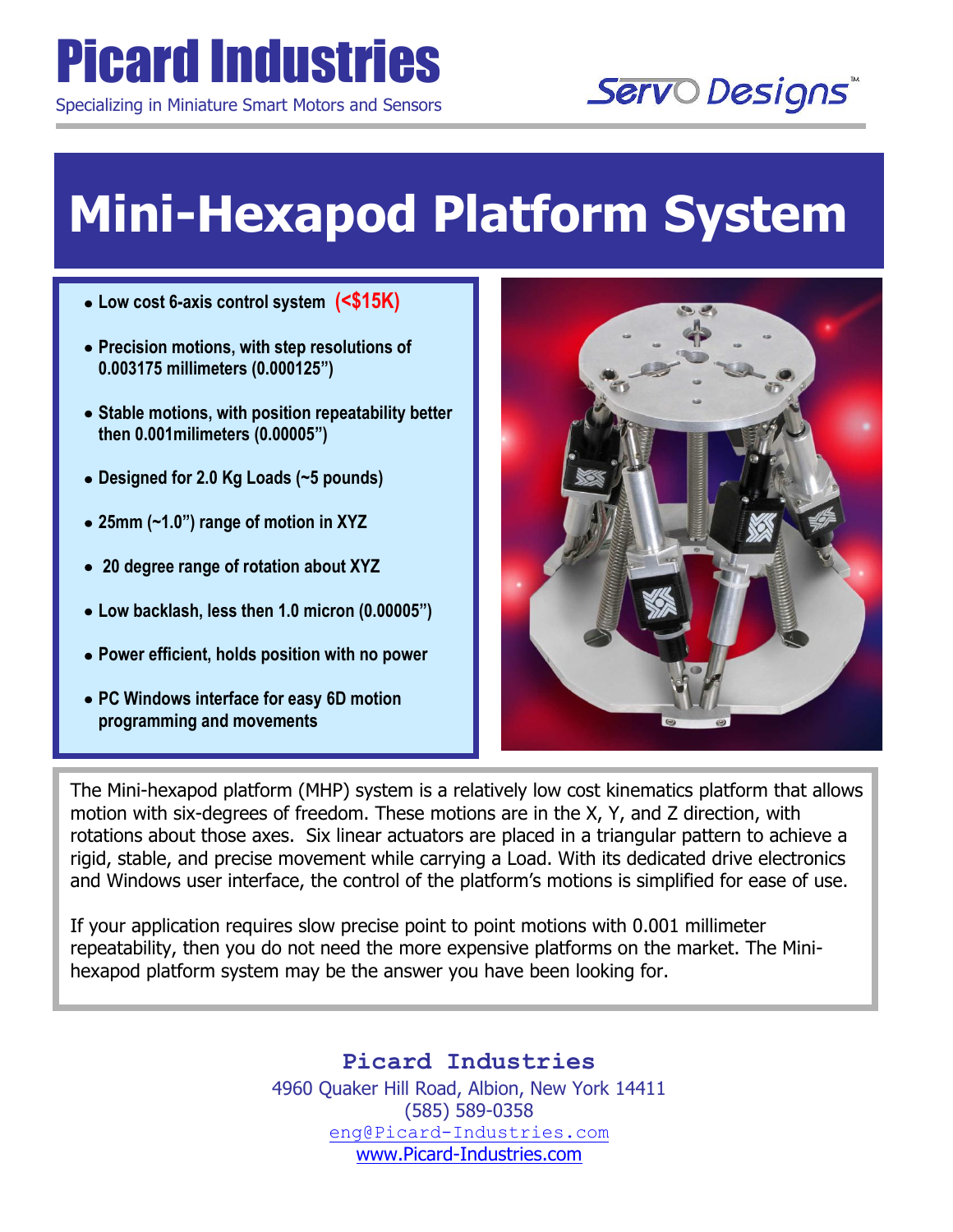# Picard Industries

Specializing in Miniature Smart Motors and Sensors

Servo Designs™

# Mini-Hexapod Platform System

- **Low cost 6-axis control system (<$15K)**
- **Precision motions, with step resolutions of 0.003175 millimeters (0.000125")**
- **Stable motions, with position repeatability better then 0.001milimeters (0.00005")**
- **Designed for 2.0 Kg Loads (~5 pounds)**
- **25mm (~1.0") range of motion in XYZ**
- **20 degree range of rotation about XYZ**
- **Low backlash, less then 1.0 micron (0.00005")**
- **Power efficient, holds position with no power**
- **PC Windows interface for easy 6D motion programming and movements**

The Mini-hexapod platform (MHP) system is a relatively low cost kinematics platform that allows motion with six-degrees of freedom. These motions are in the X, Y, and Z direction, with rotations about those axes. Six linear actuators are placed in a triangular pattern to achieve a rigid, stable, and precise movement while carrying a Load. With its dedicated drive electronics and Windows user interface, the control of the platform's motions is simplified for ease of use.

If your application requires slow precise point to point motions with 0.001 millimeter repeatability, then you do not need the more expensive platforms on the market. The Mini-hexapod platform system may be the answer you have been looking for.

**Picard Industries**
4960 Quaker Hill Road, Albion, New York 14411
(585) 589-0358
eng@Picard-Industries.com
www.Picard-Industries.com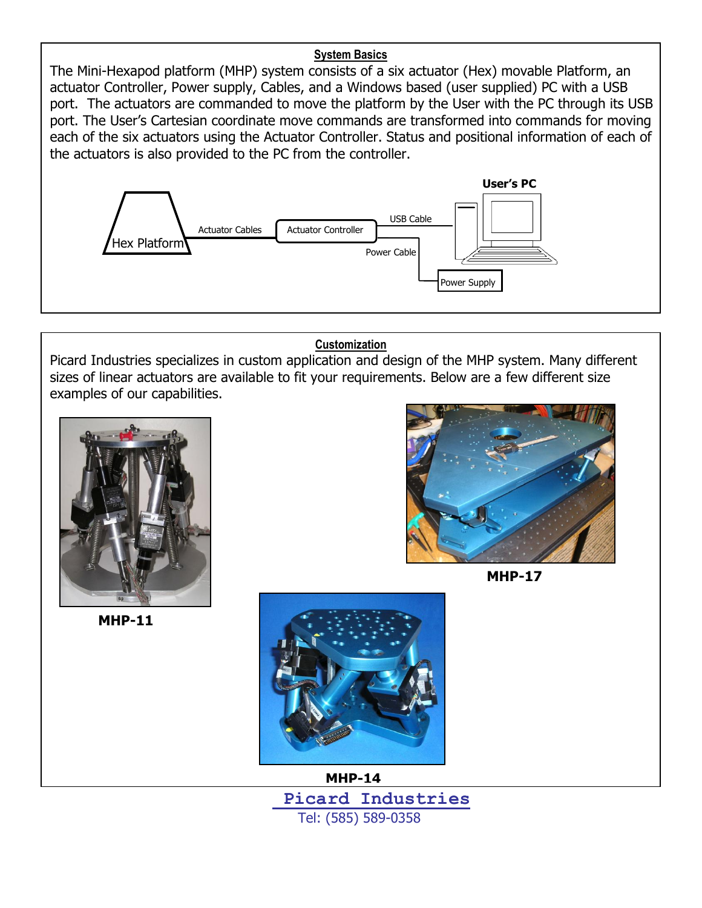## System Basics

The Mini-Hexapod platform (MHP) system consists of a six actuator (Hex) movable Platform, an actuator Controller, Power supply, Cables, and a Windows based (user supplied) PC with a USB port. The actuators are commanded to move the platform by the User with the PC through its USB port. The User's Cartesian coordinate move commands are transformed into commands for moving each of the six actuators using the Actuator Controller. Status and positional information of each of the actuators is also provided to the PC from the controller.

User's PC

Hex Platform

Actuator Cables

Actuator Controller

USB Cable

Power Cable

Power Supply

## Customization

Picard Industries specializes in custom application and design of the MHP system. Many different sizes of linear actuators are available to fit your requirements. Below are a few different size examples of our capabilities.

**MHP-11**

**MHP-17**

**MHP-14**

**Picard Industries**

Tel: (585) 589-0358